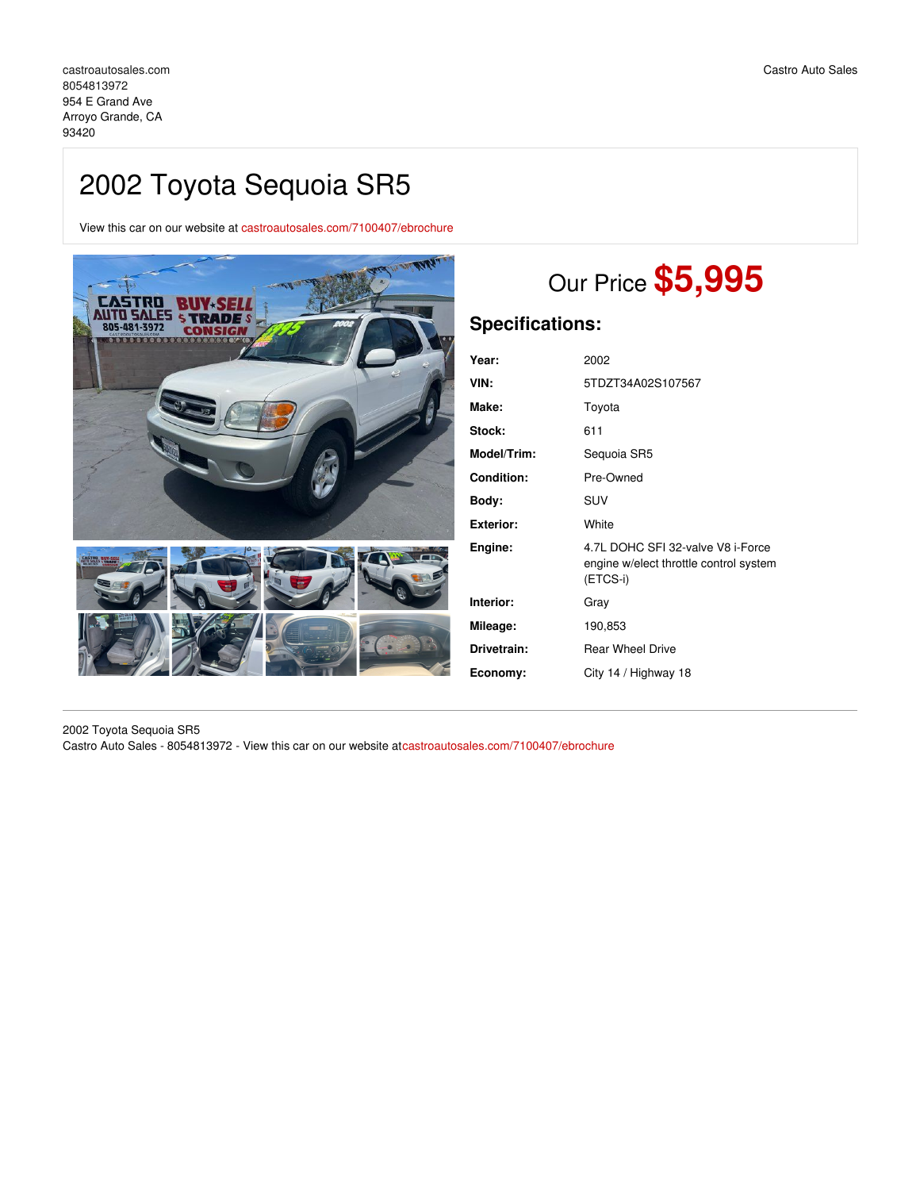castroautosales.com
8054813972
954 E Grand Ave
Arroyo Grande, CA
93420

Castro Auto Sales

# 2002 Toyota Sequoia SR5

View this car on our website at castroautosales.com/7100407/ebrochure

Our Price **$5,995**

## Specifications:

| | |
|---|---|
| **Year:** | 2002 |
| **VIN:** | 5TDZT34A02S107567 |
| **Make:** | Toyota |
| **Stock:** | 611 |
| **Model/Trim:** | Sequoia SR5 |
| **Condition:** | Pre-Owned |
| **Body:** | SUV |
| **Exterior:** | White |
| **Engine:** | 4.7L DOHC SFI 32-valve V8 i-Force engine w/elect throttle control system (ETCS-i) |
| **Interior:** | Gray |
| **Mileage:** | 190,853 |
| **Drivetrain:** | Rear Wheel Drive |
| **Economy:** | City 14 / Highway 18 |

2002 Toyota Sequoia SR5
Castro Auto Sales - 8054813972 - View this car on our website atcastroautosales.com/7100407/ebrochure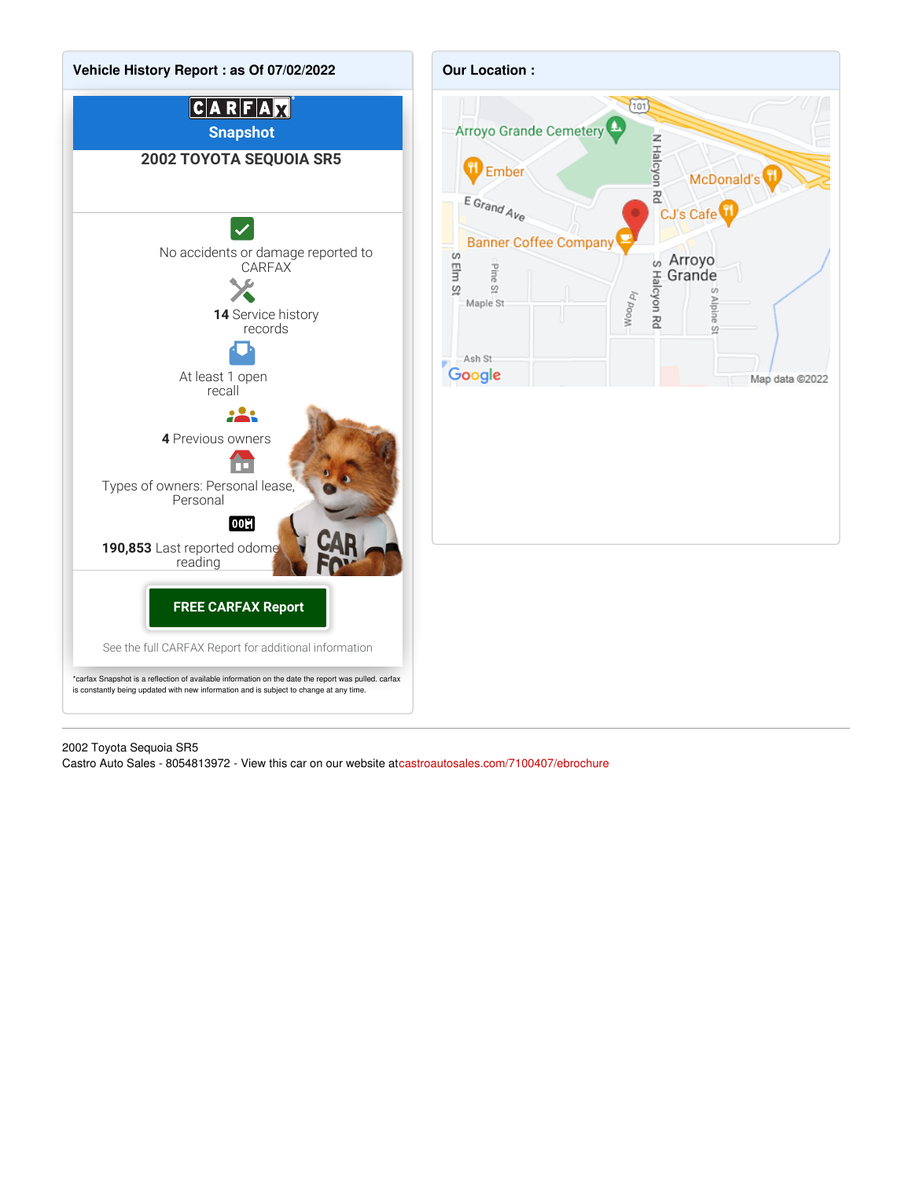## Vehicle History Report : as Of 07/02/2022

**CARFAX Snapshot**

**2002 TOYOTA SEQUOIA SR5**

No accidents or damage reported to CARFAX

**14** Service history records

At least 1 open recall

**4** Previous owners

Types of owners: Personal lease, Personal

**190,853** Last reported odometer reading

**FREE CARFAX Report**

See the full CARFAX Report for additional information

*carfax Snapshot is a reflection of available information on the date the report was pulled. carfax is constantly being updated with new information and is subject to change at any time.

## Our Location :

---

2002 Toyota Sequoia SR5

Castro Auto Sales - 8054813972 - View this car on our website atcastroautosales.com/7100407/ebrochure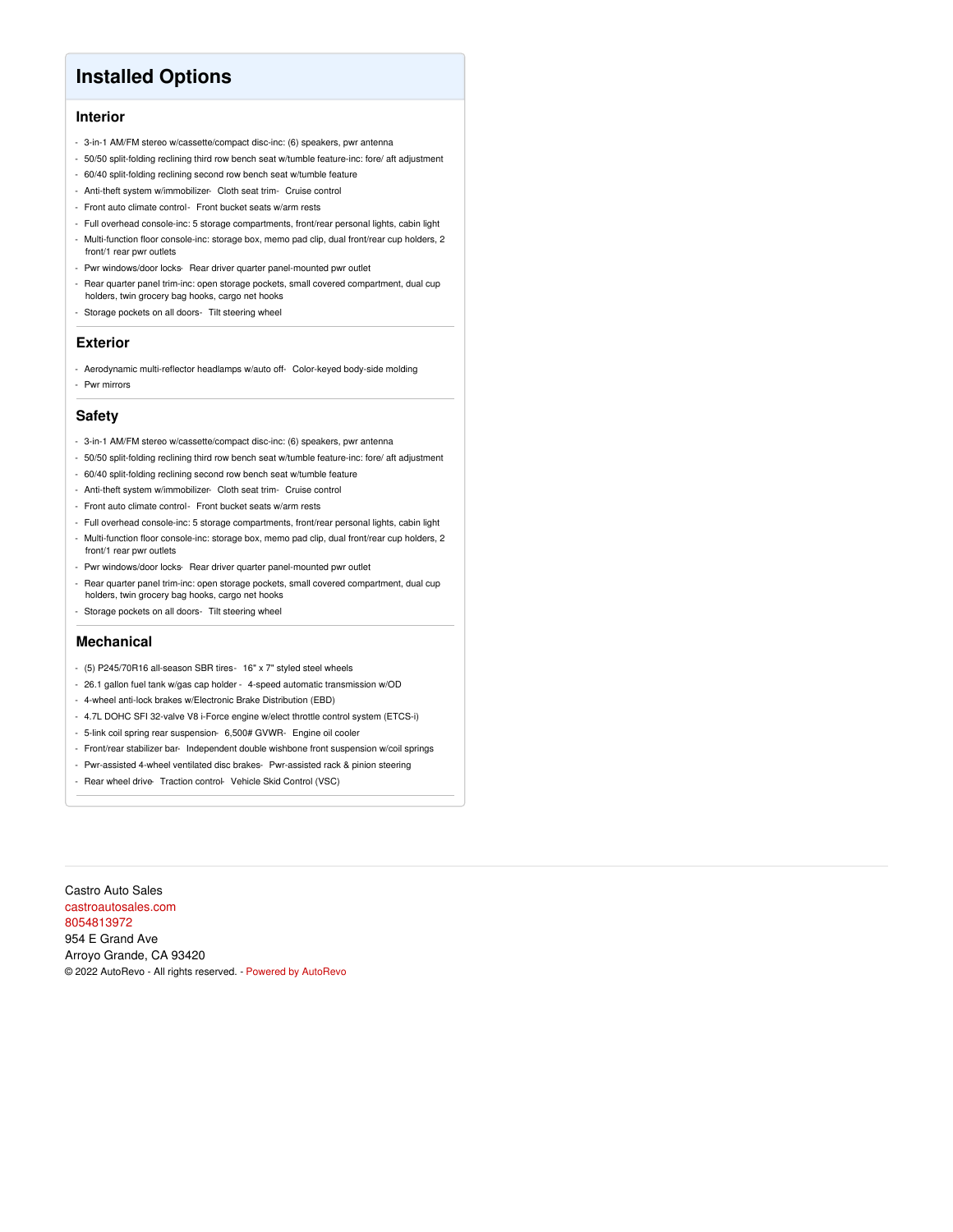# Installed Options

## Interior

- 3-in-1 AM/FM stereo w/cassette/compact disc-inc: (6) speakers, pwr antenna
- 50/50 split-folding reclining third row bench seat w/tumble feature-inc: fore/ aft adjustment
- 60/40 split-folding reclining second row bench seat w/tumble feature
- Anti-theft system w/immobilizer- Cloth seat trim- Cruise control
- Front auto climate control- Front bucket seats w/arm rests
- Full overhead console-inc: 5 storage compartments, front/rear personal lights, cabin light
- Multi-function floor console-inc: storage box, memo pad clip, dual front/rear cup holders, 2 front/1 rear pwr outlets
- Pwr windows/door locks- Rear driver quarter panel-mounted pwr outlet
- Rear quarter panel trim-inc: open storage pockets, small covered compartment, dual cup holders, twin grocery bag hooks, cargo net hooks
- Storage pockets on all doors- Tilt steering wheel

## Exterior

- Aerodynamic multi-reflector headlamps w/auto off- Color-keyed body-side molding
- Pwr mirrors

## Safety

- 3-in-1 AM/FM stereo w/cassette/compact disc-inc: (6) speakers, pwr antenna
- 50/50 split-folding reclining third row bench seat w/tumble feature-inc: fore/ aft adjustment
- 60/40 split-folding reclining second row bench seat w/tumble feature
- Anti-theft system w/immobilizer- Cloth seat trim- Cruise control
- Front auto climate control- Front bucket seats w/arm rests
- Full overhead console-inc: 5 storage compartments, front/rear personal lights, cabin light
- Multi-function floor console-inc: storage box, memo pad clip, dual front/rear cup holders, 2 front/1 rear pwr outlets
- Pwr windows/door locks- Rear driver quarter panel-mounted pwr outlet
- Rear quarter panel trim-inc: open storage pockets, small covered compartment, dual cup holders, twin grocery bag hooks, cargo net hooks
- Storage pockets on all doors- Tilt steering wheel

## Mechanical

- (5) P245/70R16 all-season SBR tires- 16" x 7" styled steel wheels
- 26.1 gallon fuel tank w/gas cap holder - 4-speed automatic transmission w/OD
- 4-wheel anti-lock brakes w/Electronic Brake Distribution (EBD)
- 4.7L DOHC SFI 32-valve V8 i-Force engine w/elect throttle control system (ETCS-i)
- 5-link coil spring rear suspension- 6,500# GVWR- Engine oil cooler
- Front/rear stabilizer bar- Independent double wishbone front suspension w/coil springs
- Pwr-assisted 4-wheel ventilated disc brakes- Pwr-assisted rack & pinion steering
- Rear wheel drive- Traction control- Vehicle Skid Control (VSC)

---

Castro Auto Sales
castroautosales.com
8054813972
954 E Grand Ave
Arroyo Grande, CA 93420
© 2022 AutoRevo - All rights reserved. - Powered by AutoRevo